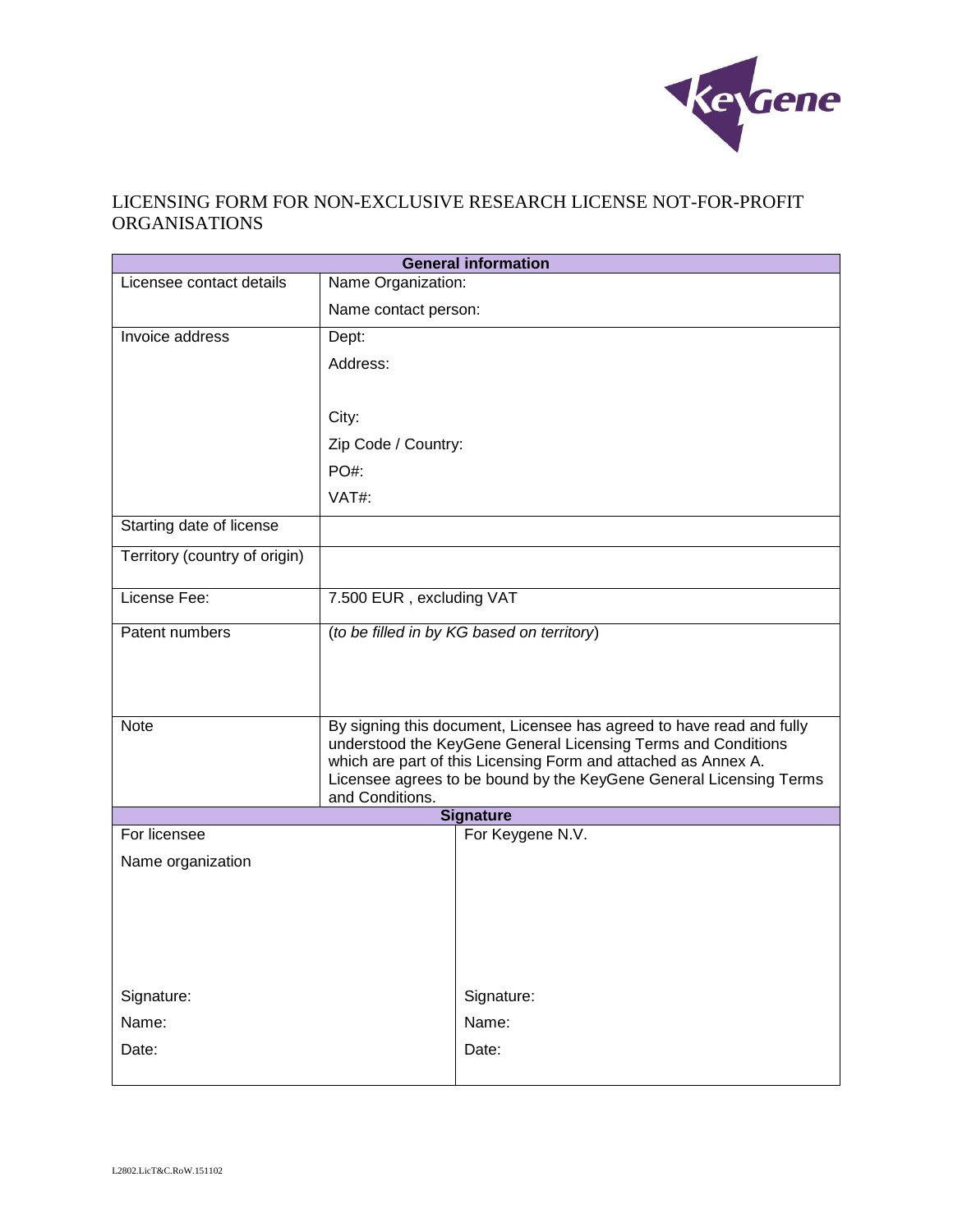# LICENSING FORM FOR NON-EXCLUSIVE RESEARCH LICENSE NOT-FOR-PROFIT ORGANISATIONS

| **General information** | |
|---|---|
| Licensee contact details | Name Organization:<br><br>Name contact person: |
| Invoice address | Dept:<br><br>Address:<br><br><br>City:<br><br>Zip Code / Country:<br><br>PO#:<br><br>VAT#: |
| Starting date of license | |
| Territory (country of origin) | |
| License Fee: | 7.500 EUR , excluding VAT |
| Patent numbers | (*to be filled in by KG based on territory*) |
| Note | By signing this document, Licensee has agreed to have read and fully understood the KeyGene General Licensing Terms and Conditions which are part of this Licensing Form and attached as Annex A. Licensee agrees to be bound by the KeyGene General Licensing Terms and Conditions. |

| **Signature** | |
|---|---|
| For licensee<br><br>Name organization<br><br><br><br><br><br>Signature:<br><br>Name:<br><br>Date: | For Keygene N.V.<br><br><br><br><br><br><br><br>Signature:<br><br>Name:<br><br>Date: |

L2802.LicT&C.RoW.151102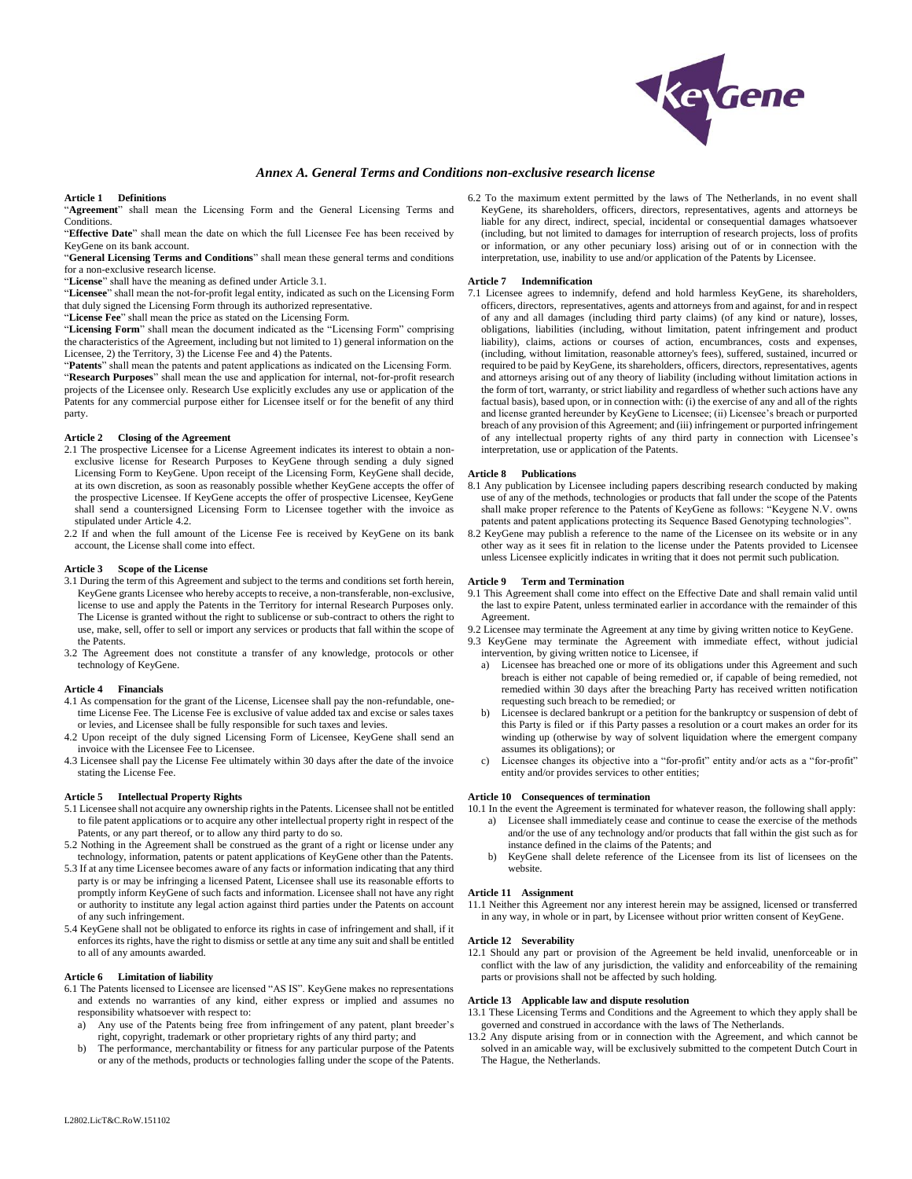# *Annex A. General Terms and Conditions non-exclusive research license*

**Article 1 Definitions**

"**Agreement**" shall mean the Licensing Form and the General Licensing Terms and Conditions.

"**Effective Date**" shall mean the date on which the full Licensee Fee has been received by KeyGene on its bank account.

"**General Licensing Terms and Conditions**" shall mean these general terms and conditions for a non-exclusive research license.

"**License**" shall have the meaning as defined under Article 3.1.

"**Licensee**" shall mean the not-for-profit legal entity, indicated as such on the Licensing Form that duly signed the Licensing Form through its authorized representative.

"**License Fee**" shall mean the price as stated on the Licensing Form.

"**Licensing Form**" shall mean the document indicated as the "Licensing Form" comprising the characteristics of the Agreement, including but not limited to 1) general information on the Licensee, 2) the Territory, 3) the License Fee and 4) the Patents.

"**Patents**" shall mean the patents and patent applications as indicated on the Licensing Form.

"**Research Purposes**" shall mean the use and application for internal, not-for-profit research projects of the Licensee only. Research Use explicitly excludes any use or application of the Patents for any commercial purpose either for Licensee itself or for the benefit of any third party.

**Article 2 Closing of the Agreement**

2.1 The prospective Licensee for a License Agreement indicates its interest to obtain a non-exclusive license for Research Purposes to KeyGene through sending a duly signed Licensing Form to KeyGene. Upon receipt of the Licensing Form, KeyGene shall decide, at its own discretion, as soon as reasonably possible whether KeyGene accepts the offer of the prospective Licensee. If KeyGene accepts the offer of prospective Licensee, KeyGene shall send a countersigned Licensing Form to Licensee together with the invoice as stipulated under Article 4.2.

2.2 If and when the full amount of the License Fee is received by KeyGene on its bank account, the License shall come into effect.

**Article 3 Scope of the License**

3.1 During the term of this Agreement and subject to the terms and conditions set forth herein, KeyGene grants Licensee who hereby accepts to receive, a non-transferable, non-exclusive, license to use and apply the Patents in the Territory for internal Research Purposes only. The License is granted without the right to sublicense or sub-contract to others the right to use, make, sell, offer to sell or import any services or products that fall within the scope of the Patents.

3.2 The Agreement does not constitute a transfer of any knowledge, protocols or other technology of KeyGene.

**Article 4 Financials**

4.1 As compensation for the grant of the License, Licensee shall pay the non-refundable, one-time License Fee. The License Fee is exclusive of value added tax and excise or sales taxes or levies, and Licensee shall be fully responsible for such taxes and levies.

4.2 Upon receipt of the duly signed Licensing Form of Licensee, KeyGene shall send an invoice with the Licensee Fee to Licensee.

4.3 Licensee shall pay the License Fee ultimately within 30 days after the date of the invoice stating the License Fee.

**Article 5 Intellectual Property Rights**

5.1 Licensee shall not acquire any ownership rights in the Patents. Licensee shall not be entitled to file patent applications or to acquire any other intellectual property right in respect of the Patents, or any part thereof, or to allow any third party to do so.

5.2 Nothing in the Agreement shall be construed as the grant of a right or license under any technology, information, patents or patent applications of KeyGene other than the Patents.

5.3 If at any time Licensee becomes aware of any facts or information indicating that any third party is or may be infringing a licensed Patent, Licensee shall use its reasonable efforts to promptly inform KeyGene of such facts and information. Licensee shall not have any right or authority to institute any legal action against third parties under the Patents on account of any such infringement.

5.4 KeyGene shall not be obligated to enforce its rights in case of infringement and shall, if it enforces its rights, have the right to dismiss or settle at any time any suit and shall be entitled to all of any amounts awarded.

**Article 6 Limitation of liability**

6.1 The Patents licensed to Licensee are licensed "AS IS". KeyGene makes no representations and extends no warranties of any kind, either express or implied and assumes no responsibility whatsoever with respect to:

a) Any use of the Patents being free from infringement of any patent, plant breeder's right, copyright, trademark or other proprietary rights of any third party; and

b) The performance, merchantability or fitness for any particular purpose of the Patents or any of the methods, products or technologies falling under the scope of the Patents.

6.2 To the maximum extent permitted by the laws of The Netherlands, in no event shall KeyGene, its shareholders, officers, directors, representatives, agents and attorneys be liable for any direct, indirect, special, incidental or consequential damages whatsoever (including, but not limited to damages for interruption of research projects, loss of profits or information, or any other pecuniary loss) arising out of or in connection with the interpretation, use, inability to use and/or application of the Patents by Licensee.

**Article 7 Indemnification**

7.1 Licensee agrees to indemnify, defend and hold harmless KeyGene, its shareholders, officers, directors, representatives, agents and attorneys from and against, for and in respect of any and all damages (including third party claims) (of any kind or nature), losses, obligations, liabilities (including, without limitation, patent infringement and product liability), claims, actions or courses of action, encumbrances, costs and expenses, (including, without limitation, reasonable attorney's fees), suffered, sustained, incurred or required to be paid by KeyGene, its shareholders, officers, directors, representatives, agents and attorneys arising out of any theory of liability (including without limitation actions in the form of tort, warranty, or strict liability and regardless of whether such actions have any factual basis), based upon, or in connection with: (i) the exercise of any and all of the rights and license granted hereunder by KeyGene to Licensee; (ii) Licensee's breach or purported breach of any provision of this Agreement; and (iii) infringement or purported infringement of any intellectual property rights of any third party in connection with Licensee's interpretation, use or application of the Patents.

**Article 8 Publications**

8.1 Any publication by Licensee including papers describing research conducted by making use of any of the methods, technologies or products that fall under the scope of the Patents shall make proper reference to the Patents of KeyGene as follows: "Keygene N.V. owns patents and patent applications protecting its Sequence Based Genotyping technologies".

8.2 KeyGene may publish a reference to the name of the Licensee on its website or in any other way as it sees fit in relation to the license under the Patents provided to Licensee unless Licensee explicitly indicates in writing that it does not permit such publication.

**Article 9 Term and Termination**

9.1 This Agreement shall come into effect on the Effective Date and shall remain valid until the last to expire Patent, unless terminated earlier in accordance with the remainder of this Agreement.

9.2 Licensee may terminate the Agreement at any time by giving written notice to KeyGene.

9.3 KeyGene may terminate the Agreement with immediate effect, without judicial intervention, by giving written notice to Licensee, if

a) Licensee has breached one or more of its obligations under this Agreement and such breach is either not capable of being remedied or, if capable of being remedied, not remedied within 30 days after the breaching Party has received written notification requesting such breach to be remedied; or

b) Licensee is declared bankrupt or a petition for the bankruptcy or suspension of debt of this Party is filed or if this Party passes a resolution or a court makes an order for its winding up (otherwise by way of solvent liquidation where the emergent company assumes its obligations); or

c) Licensee changes its objective into a "for-profit" entity and/or acts as a "for-profit" entity and/or provides services to other entities;

**Article 10 Consequences of termination**

10.1 In the event the Agreement is terminated for whatever reason, the following shall apply:

a) Licensee shall immediately cease and continue to cease the exercise of the methods and/or the use of any technology and/or products that fall within the gist such as for instance defined in the claims of the Patents; and

b) KeyGene shall delete reference of the Licensee from its list of licensees on the website.

**Article 11 Assignment**

11.1 Neither this Agreement nor any interest herein may be assigned, licensed or transferred in any way, in whole or in part, by Licensee without prior written consent of KeyGene.

**Article 12 Severability**

12.1 Should any part or provision of the Agreement be held invalid, unenforceable or in conflict with the law of any jurisdiction, the validity and enforceability of the remaining parts or provisions shall not be affected by such holding.

**Article 13 Applicable law and dispute resolution**

13.1 These Licensing Terms and Conditions and the Agreement to which they apply shall be governed and construed in accordance with the laws of The Netherlands.

13.2 Any dispute arising from or in connection with the Agreement, and which cannot be solved in an amicable way, will be exclusively submitted to the competent Dutch Court in The Hague, the Netherlands.

L2802.LicT&C.RoW.151102